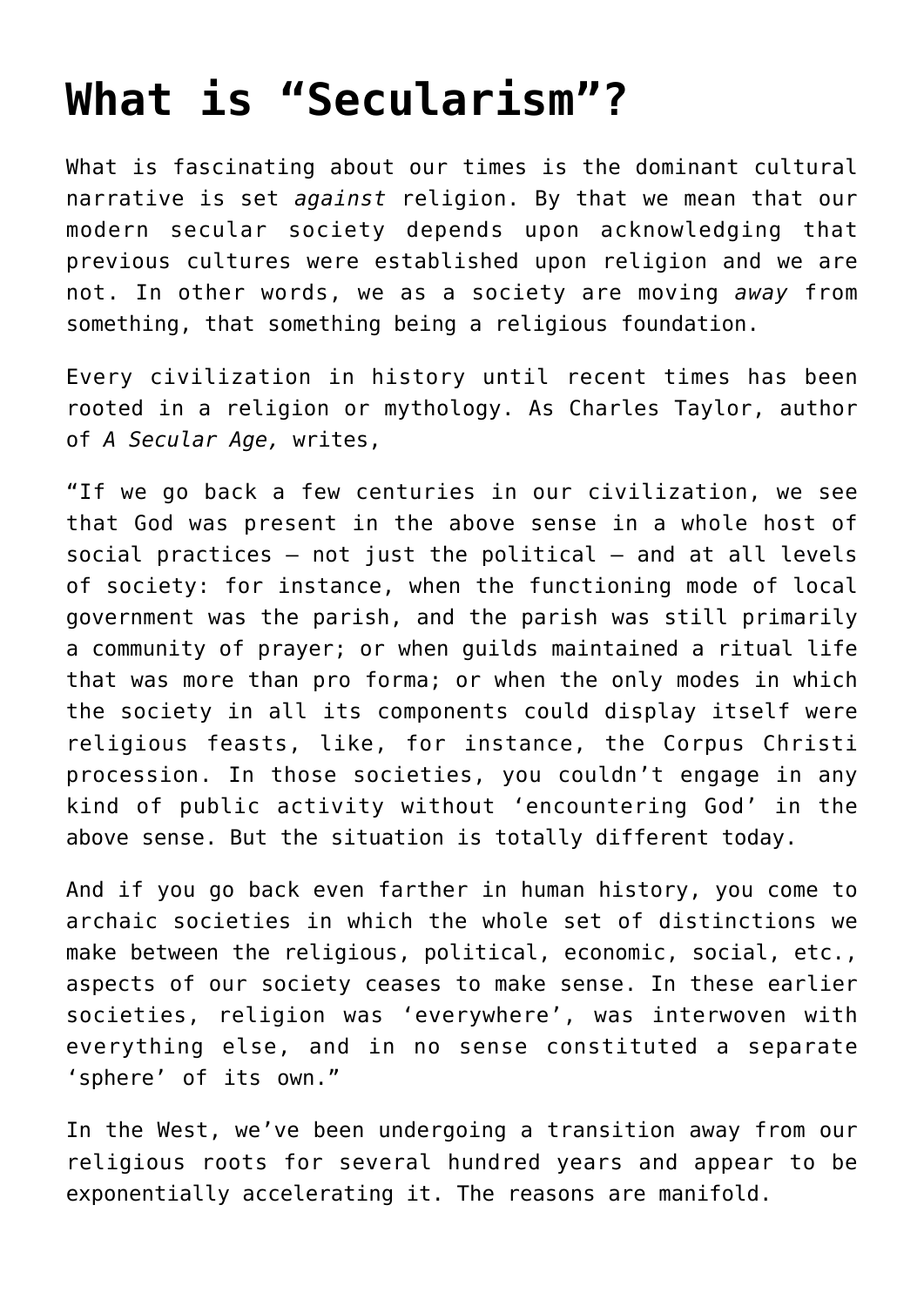# What is “Secularism”?

What is fascinating about our times is the dominant cultural narrative is set *against* religion. By that we mean that our modern secular society depends upon acknowledging that previous cultures were established upon religion and we are not. In other words, we as a society are moving *away* from something, that something being a religious foundation.

Every civilization in history until recent times has been rooted in a religion or mythology. As Charles Taylor, author of *A Secular Age,* writes,

“If we go back a few centuries in our civilization, we see that God was present in the above sense in a whole host of social practices – not just the political – and at all levels of society: for instance, when the functioning mode of local government was the parish, and the parish was still primarily a community of prayer; or when guilds maintained a ritual life that was more than pro forma; or when the only modes in which the society in all its components could display itself were religious feasts, like, for instance, the Corpus Christi procession. In those societies, you couldn’t engage in any kind of public activity without ‘encountering God’ in the above sense. But the situation is totally different today.

And if you go back even farther in human history, you come to archaic societies in which the whole set of distinctions we make between the religious, political, economic, social, etc., aspects of our society ceases to make sense. In these earlier societies, religion was ‘everywhere’, was interwoven with everything else, and in no sense constituted a separate ‘sphere’ of its own.”

In the West, we’ve been undergoing a transition away from our religious roots for several hundred years and appear to be exponentially accelerating it. The reasons are manifold.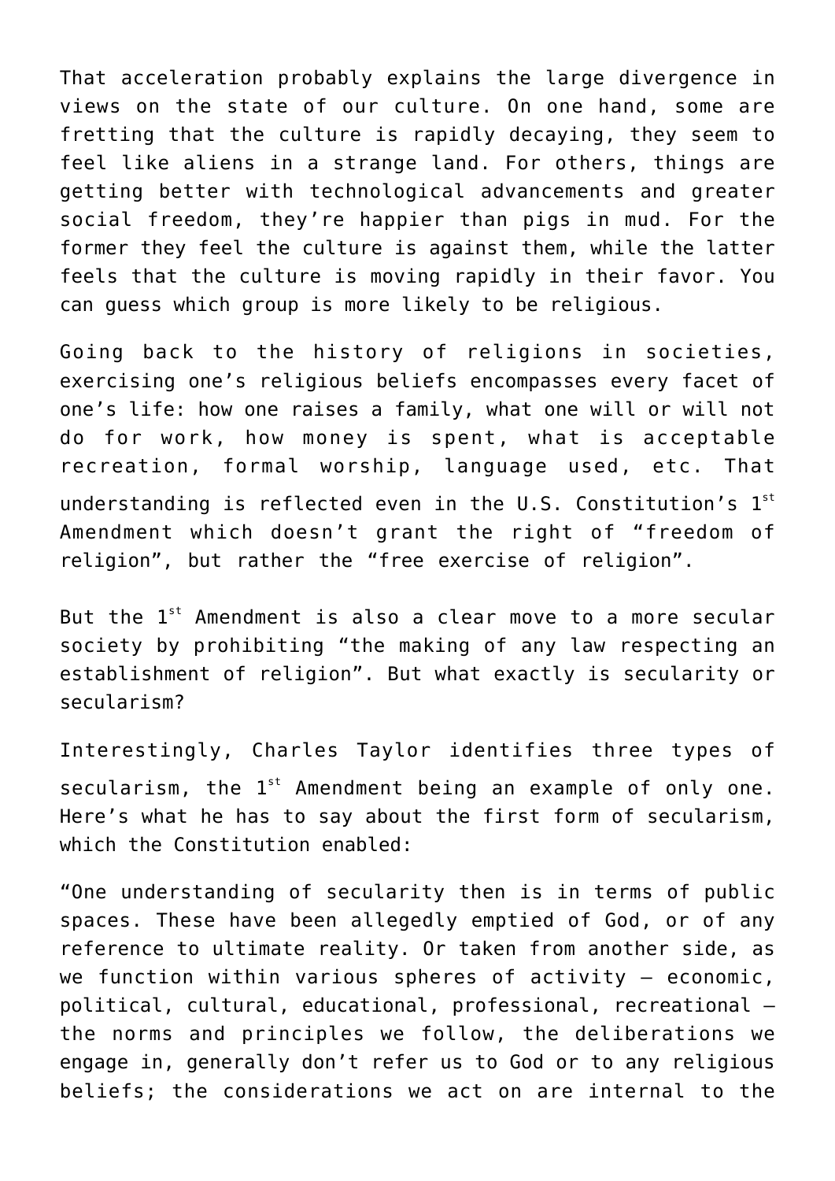That acceleration probably explains the large divergence in views on the state of our culture. On one hand, some are fretting that the culture is rapidly decaying, they seem to feel like aliens in a strange land. For others, things are getting better with technological advancements and greater social freedom, they're happier than pigs in mud. For the former they feel the culture is against them, while the latter feels that the culture is moving rapidly in their favor. You can guess which group is more likely to be religious.

Going back to the history of religions in societies, exercising one's religious beliefs encompasses every facet of one's life: how one raises a family, what one will or will not do for work, how money is spent, what is acceptable recreation, formal worship, language used, etc. That understanding is reflected even in the U.S. Constitution's 1st Amendment which doesn't grant the right of "freedom of religion", but rather the "free exercise of religion".

But the 1st Amendment is also a clear move to a more secular society by prohibiting "the making of any law respecting an establishment of religion". But what exactly is secularity or secularism?

Interestingly, Charles Taylor identifies three types of secularism, the 1st Amendment being an example of only one. Here's what he has to say about the first form of secularism, which the Constitution enabled:

"One understanding of secularity then is in terms of public spaces. These have been allegedly emptied of God, or of any reference to ultimate reality. Or taken from another side, as we function within various spheres of activity – economic, political, cultural, educational, professional, recreational – the norms and principles we follow, the deliberations we engage in, generally don't refer us to God or to any religious beliefs; the considerations we act on are internal to the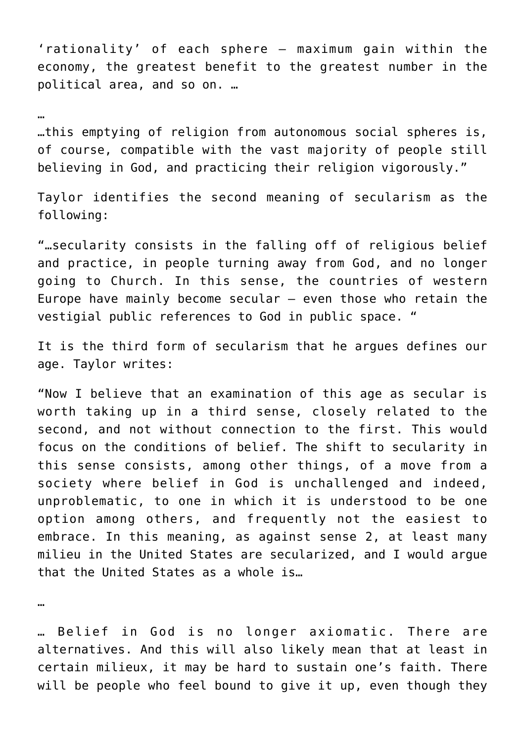'rationality' of each sphere – maximum gain within the economy, the greatest benefit to the greatest number in the political area, and so on. …

…

…this emptying of religion from autonomous social spheres is, of course, compatible with the vast majority of people still believing in God, and practicing their religion vigorously."

Taylor identifies the second meaning of secularism as the following:

"…secularity consists in the falling off of religious belief and practice, in people turning away from God, and no longer going to Church. In this sense, the countries of western Europe have mainly become secular – even those who retain the vestigial public references to God in public space. "

It is the third form of secularism that he argues defines our age. Taylor writes:

"Now I believe that an examination of this age as secular is worth taking up in a third sense, closely related to the second, and not without connection to the first. This would focus on the conditions of belief. The shift to secularity in this sense consists, among other things, of a move from a society where belief in God is unchallenged and indeed, unproblematic, to one in which it is understood to be one option among others, and frequently not the easiest to embrace. In this meaning, as against sense 2, at least many milieu in the United States are secularized, and I would argue that the United States as a whole is…

…

… Belief in God is no longer axiomatic. There are alternatives. And this will also likely mean that at least in certain milieux, it may be hard to sustain one's faith. There will be people who feel bound to give it up, even though they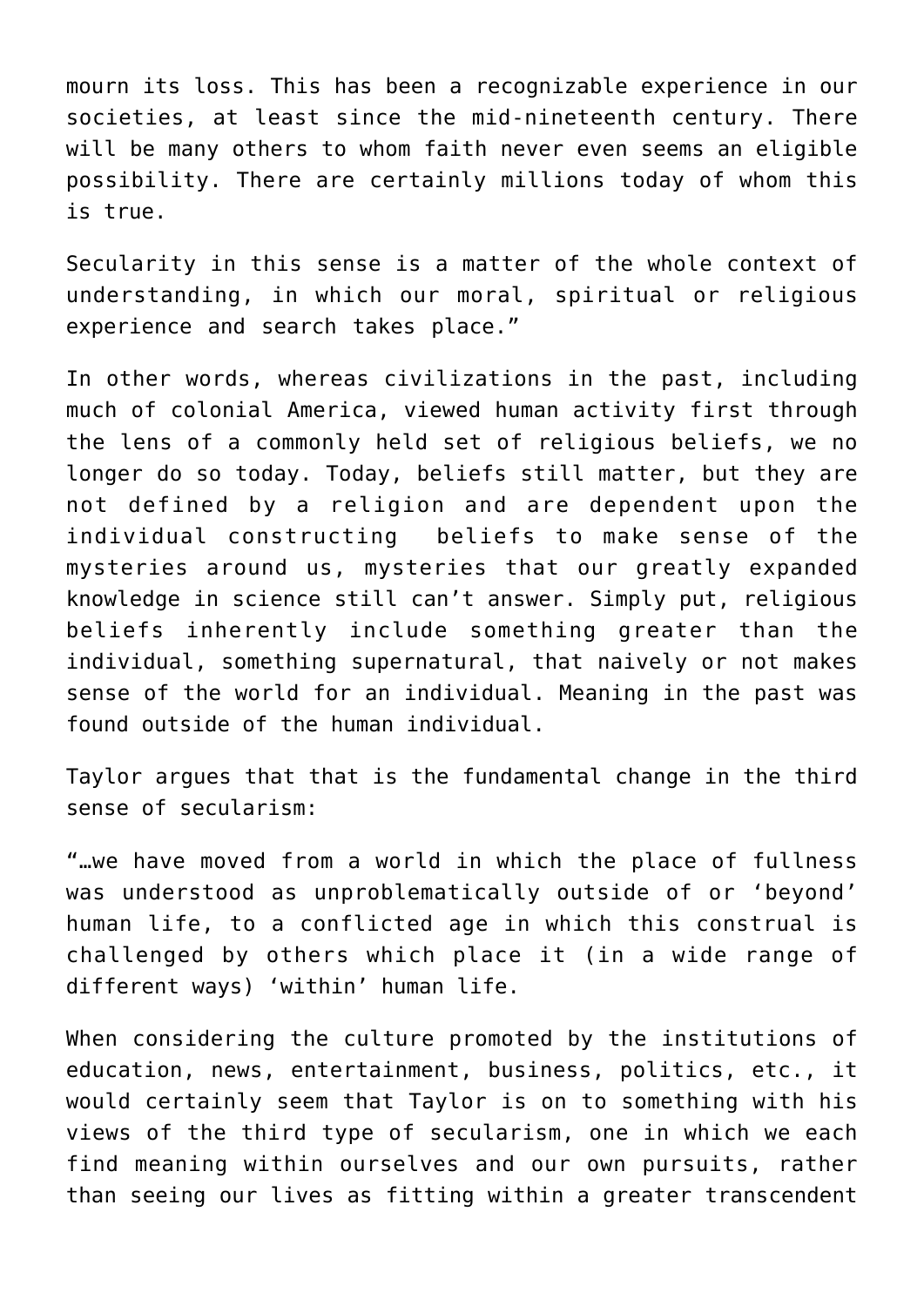mourn its loss. This has been a recognizable experience in our societies, at least since the mid-nineteenth century. There will be many others to whom faith never even seems an eligible possibility. There are certainly millions today of whom this is true.

Secularity in this sense is a matter of the whole context of understanding, in which our moral, spiritual or religious experience and search takes place."

In other words, whereas civilizations in the past, including much of colonial America, viewed human activity first through the lens of a commonly held set of religious beliefs, we no longer do so today. Today, beliefs still matter, but they are not defined by a religion and are dependent upon the individual constructing beliefs to make sense of the mysteries around us, mysteries that our greatly expanded knowledge in science still can't answer. Simply put, religious beliefs inherently include something greater than the individual, something supernatural, that naively or not makes sense of the world for an individual. Meaning in the past was found outside of the human individual.

Taylor argues that that is the fundamental change in the third sense of secularism:

"…we have moved from a world in which the place of fullness was understood as unproblematically outside of or 'beyond' human life, to a conflicted age in which this construal is challenged by others which place it (in a wide range of different ways) 'within' human life.

When considering the culture promoted by the institutions of education, news, entertainment, business, politics, etc., it would certainly seem that Taylor is on to something with his views of the third type of secularism, one in which we each find meaning within ourselves and our own pursuits, rather than seeing our lives as fitting within a greater transcendent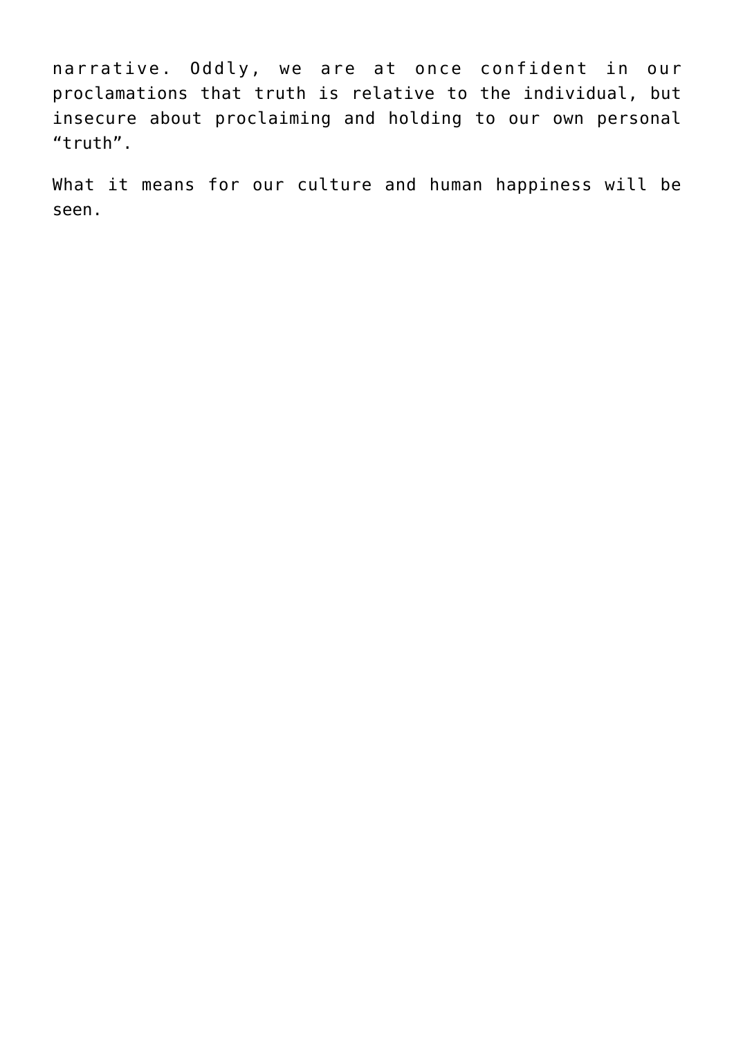narrative. Oddly, we are at once confident in our proclamations that truth is relative to the individual, but insecure about proclaiming and holding to our own personal “truth”.

What it means for our culture and human happiness will be seen.